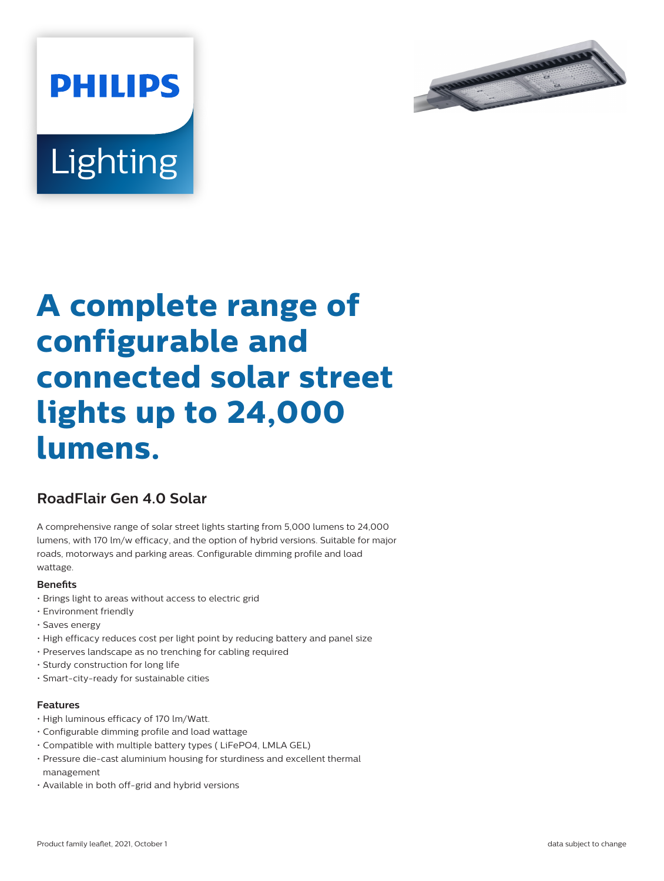PHILIPS

Lighting

# A complete range of configurable and connected solar street lights up to 24,000 lumens.

## RoadFlair Gen 4.0 Solar

A comprehensive range of solar street lights starting from 5,000 lumens to 24,000 lumens, with 170 lm/w efficacy, and the option of hybrid versions. Suitable for major roads, motorways and parking areas. Configurable dimming profile and load wattage.

**Benefits**

- Brings light to areas without access to electric grid
- Environment friendly
- Saves energy
- High efficacy reduces cost per light point by reducing battery and panel size
- Preserves landscape as no trenching for cabling required
- Sturdy construction for long life
- Smart-city-ready for sustainable cities

**Features**

- High luminous efficacy of 170 lm/Watt.
- Configurable dimming profile and load wattage
- Compatible with multiple battery types ( LiFePO4, LMLA GEL)
- Pressure die-cast aluminium housing for sturdiness and excellent thermal management
- Available in both off-grid and hybrid versions

Product family leaflet, 2021, October 1 data subject to change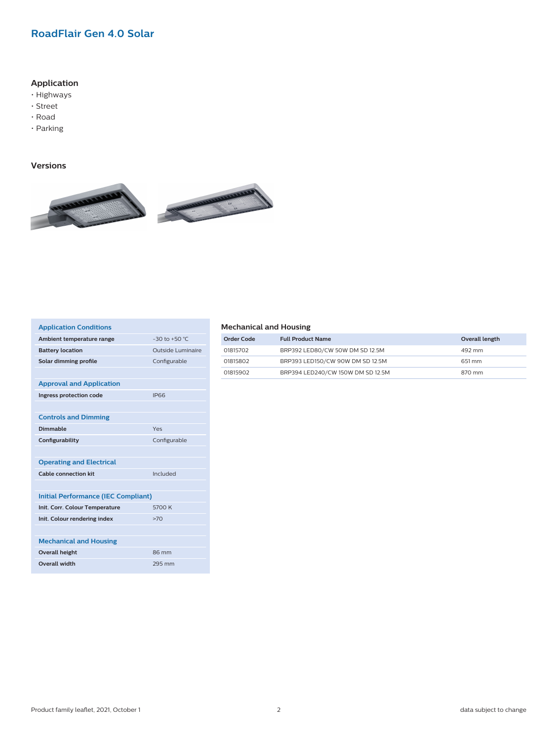## RoadFlair Gen 4.0 Solar

### Application

- Highways
- Street
- Road
- Parking

### Versions

| Application Conditions | |
|---|---|
| **Ambient temperature range** | -30 to +50 °C |
| **Battery location** | Outside Luminaire |
| **Solar dimming profile** | Configurable |
| **Approval and Application** | |
| **Ingress protection code** | IP66 |
| **Controls and Dimming** | |
| **Dimmable** | Yes |
| **Configurability** | Configurable |
| **Operating and Electrical** | |
| **Cable connection kit** | Included |
| **Initial Performance (IEC Compliant)** | |
| **Init. Corr. Colour Temperature** | 5700 K |
| **Init. Colour rendering index** | >70 |
| **Mechanical and Housing** | |
| **Overall height** | 86 mm |
| **Overall width** | 295 mm |

### Mechanical and Housing

| Order Code | Full Product Name | Overall length |
|---|---|---|
| 01815702 | BRP392 LED80/CW 50W DM SD 12.5M | 492 mm |
| 01815802 | BRP393 LED150/CW 90W DM SD 12.5M | 651 mm |
| 01815902 | BRP394 LED240/CW 150W DM SD 12.5M | 870 mm |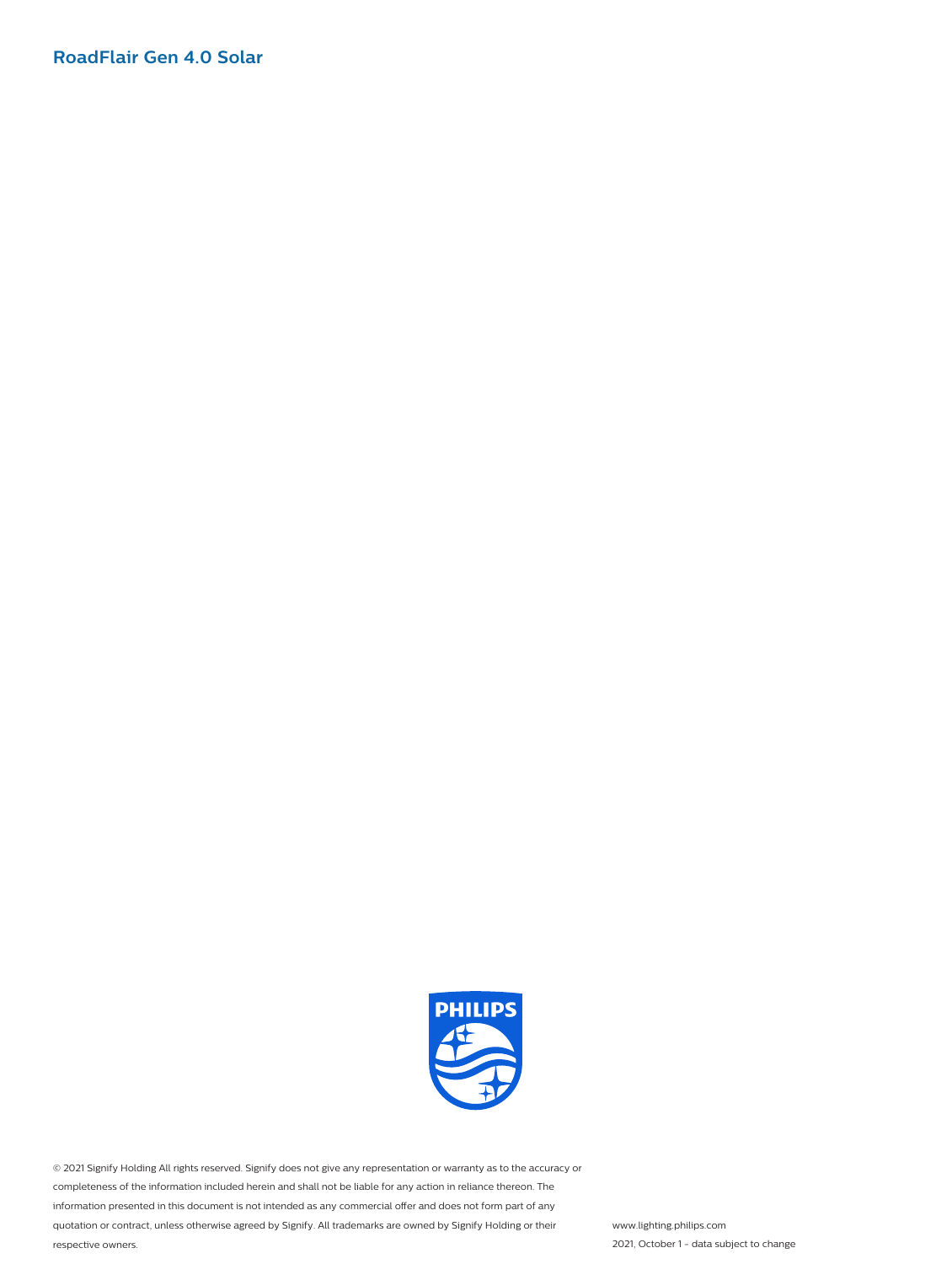© 2021 Signify Holding All rights reserved. Signify does not give any representation or warranty as to the accuracy or completeness of the information included herein and shall not be liable for any action in reliance thereon. The information presented in this document is not intended as any commercial offer and does not form part of any quotation or contract, unless otherwise agreed by Signify. All trademarks are owned by Signify Holding or their respective owners.

www.lighting.philips.com

2021, October 1 - data subject to change